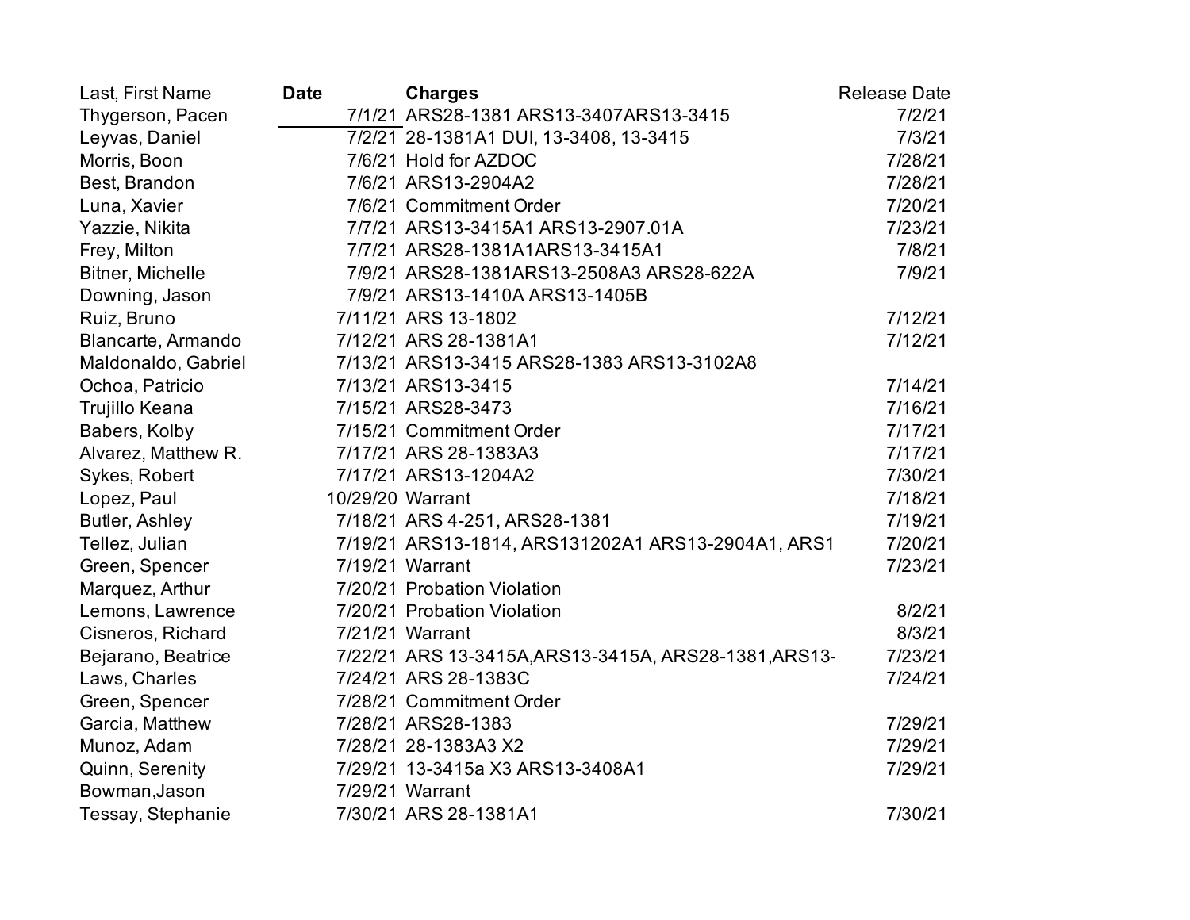| Last, First Name | Date | Charges | Release Date |
|---|---|---|---|
| Thygerson, Pacen | 7/1/21 | ARS28-1381 ARS13-3407ARS13-3415 | 7/2/21 |
| Leyvas, Daniel | 7/2/21 | 28-1381A1 DUI, 13-3408, 13-3415 | 7/3/21 |
| Morris, Boon | 7/6/21 | Hold for AZDOC | 7/28/21 |
| Best, Brandon | 7/6/21 | ARS13-2904A2 | 7/28/21 |
| Luna, Xavier | 7/6/21 | Commitment Order | 7/20/21 |
| Yazzie, Nikita | 7/7/21 | ARS13-3415A1 ARS13-2907.01A | 7/23/21 |
| Frey, Milton | 7/7/21 | ARS28-1381A1ARS13-3415A1 | 7/8/21 |
| Bitner, Michelle | 7/9/21 | ARS28-1381ARS13-2508A3 ARS28-622A | 7/9/21 |
| Downing, Jason | 7/9/21 | ARS13-1410A ARS13-1405B | |
| Ruiz, Bruno | 7/11/21 | ARS 13-1802 | 7/12/21 |
| Blancarte, Armando | 7/12/21 | ARS 28-1381A1 | 7/12/21 |
| Maldonaldo, Gabriel | 7/13/21 | ARS13-3415 ARS28-1383 ARS13-3102A8 | |
| Ochoa, Patricio | 7/13/21 | ARS13-3415 | 7/14/21 |
| Trujillo Keana | 7/15/21 | ARS28-3473 | 7/16/21 |
| Babers, Kolby | 7/15/21 | Commitment Order | 7/17/21 |
| Alvarez, Matthew R. | 7/17/21 | ARS 28-1383A3 | 7/17/21 |
| Sykes, Robert | 7/17/21 | ARS13-1204A2 | 7/30/21 |
| Lopez, Paul | 10/29/20 | Warrant | 7/18/21 |
| Butler, Ashley | 7/18/21 | ARS 4-251, ARS28-1381 | 7/19/21 |
| Tellez, Julian | 7/19/21 | ARS13-1814, ARS131202A1 ARS13-2904A1, ARS1 | 7/20/21 |
| Green, Spencer | 7/19/21 | Warrant | 7/23/21 |
| Marquez, Arthur | 7/20/21 | Probation Violation | |
| Lemons, Lawrence | 7/20/21 | Probation Violation | 8/2/21 |
| Cisneros, Richard | 7/21/21 | Warrant | 8/3/21 |
| Bejarano, Beatrice | 7/22/21 | ARS 13-3415A,ARS13-3415A, ARS28-1381,ARS13- | 7/23/21 |
| Laws, Charles | 7/24/21 | ARS 28-1383C | 7/24/21 |
| Green, Spencer | 7/28/21 | Commitment Order | |
| Garcia, Matthew | 7/28/21 | ARS28-1383 | 7/29/21 |
| Munoz, Adam | 7/28/21 | 28-1383A3 X2 | 7/29/21 |
| Quinn, Serenity | 7/29/21 | 13-3415a X3 ARS13-3408A1 | 7/29/21 |
| Bowman,Jason | 7/29/21 | Warrant | |
| Tessay, Stephanie | 7/30/21 | ARS 28-1381A1 | 7/30/21 |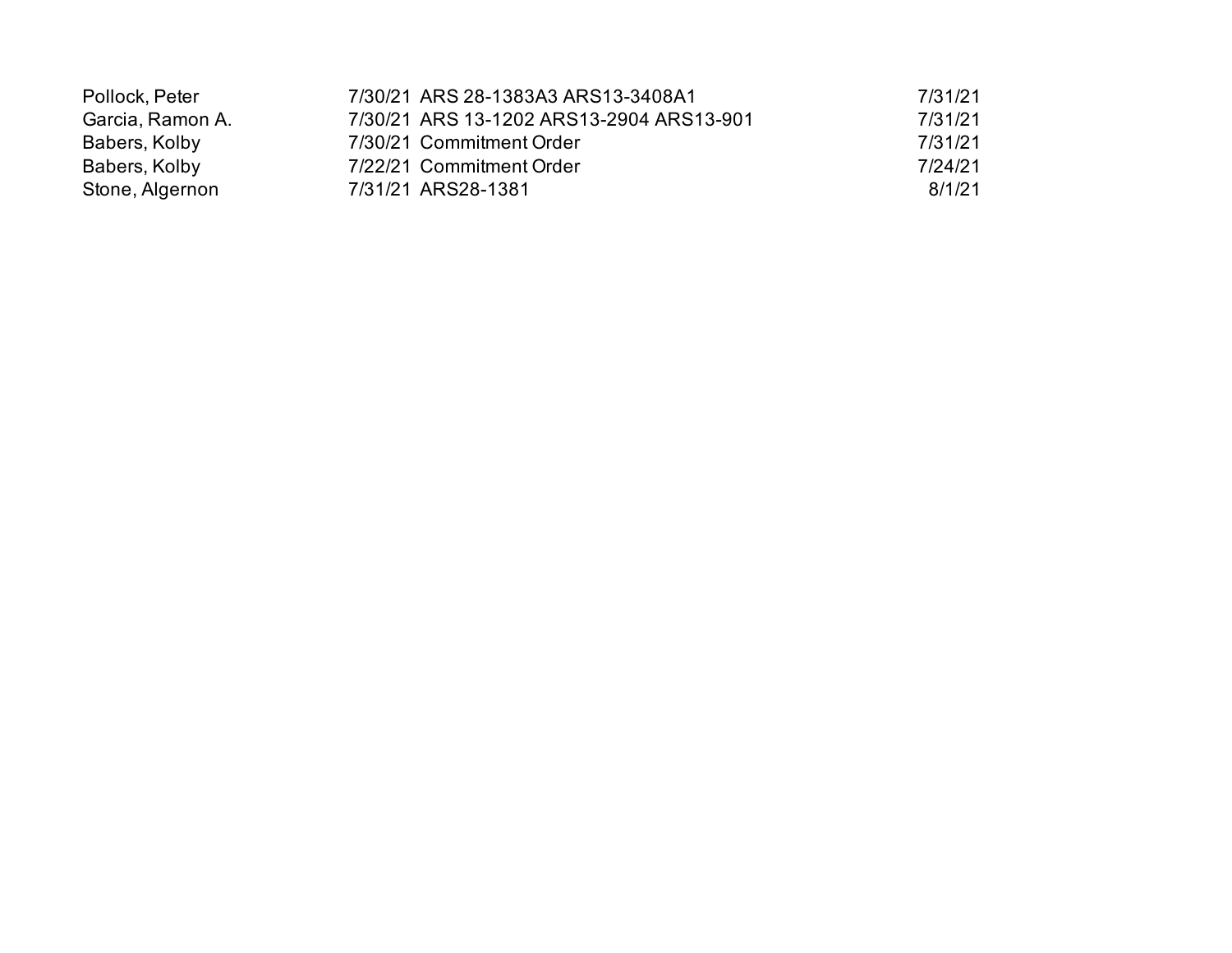| | | | |
|---|---|---|---|
| Pollock, Peter | 7/30/21 | ARS 28-1383A3 ARS13-3408A1 | 7/31/21 |
| Garcia, Ramon A. | 7/30/21 | ARS 13-1202 ARS13-2904 ARS13-901 | 7/31/21 |
| Babers, Kolby | 7/30/21 | Commitment Order | 7/31/21 |
| Babers, Kolby | 7/22/21 | Commitment Order | 7/24/21 |
| Stone, Algernon | 7/31/21 | ARS28-1381 | 8/1/21 |